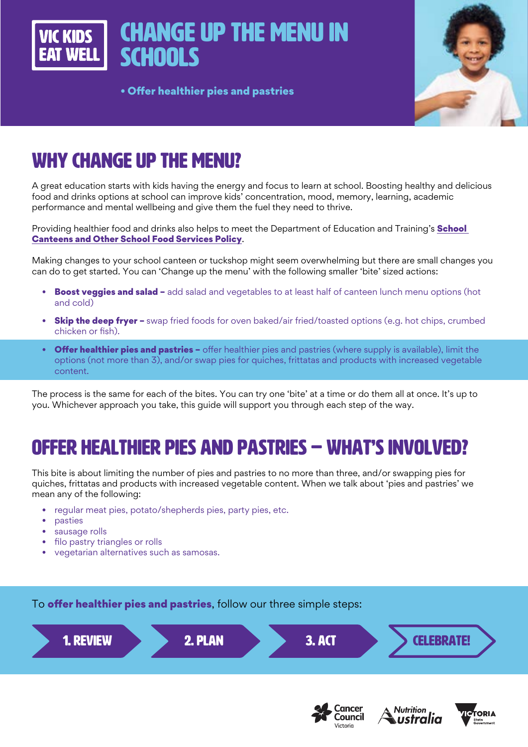VIC KIDS EAT WELL

# CHANGE UP THE MENU IN SCHOOLS

- **Offer healthier pies and pastries**

## WHY CHANGE UP THE MENU?

A great education starts with kids having the energy and focus to learn at school. Boosting healthy and delicious food and drinks options at school can improve kids' concentration, mood, memory, learning, academic performance and mental wellbeing and give them the fuel they need to thrive.

Providing healthier food and drinks also helps to meet the Department of Education and Training's **School Canteens and Other School Food Services Policy**.

Making changes to your school canteen or tuckshop might seem overwhelming but there are small changes you can do to get started. You can 'Change up the menu' with the following smaller 'bite' sized actions:

- **Boost veggies and salad –** add salad and vegetables to at least half of canteen lunch menu options (hot and cold)
- **Skip the deep fryer –** swap fried foods for oven baked/air fried/toasted options (e.g. hot chips, crumbed chicken or fish).
- **Offer healthier pies and pastries –** offer healthier pies and pastries (where supply is available), limit the options (not more than 3), and/or swap pies for quiches, frittatas and products with increased vegetable content.

The process is the same for each of the bites. You can try one 'bite' at a time or do them all at once. It's up to you. Whichever approach you take, this guide will support you through each step of the way.

## OFFER HEALTHIER PIES AND PASTRIES – WHAT'S INVOLVED?

This bite is about limiting the number of pies and pastries to no more than three, and/or swapping pies for quiches, frittatas and products with increased vegetable content. When we talk about 'pies and pastries' we mean any of the following:

- regular meat pies, potato/shepherds pies, party pies, etc.
- pasties
- sausage rolls
- filo pastry triangles or rolls
- vegetarian alternatives such as samosas.

To **offer healthier pies and pastries**, follow our three simple steps:

1. REVIEW → 2. PLAN → 3. ACT → CELEBRATE!

Cancer Council Victoria | Nutrition Australia | Victoria State Government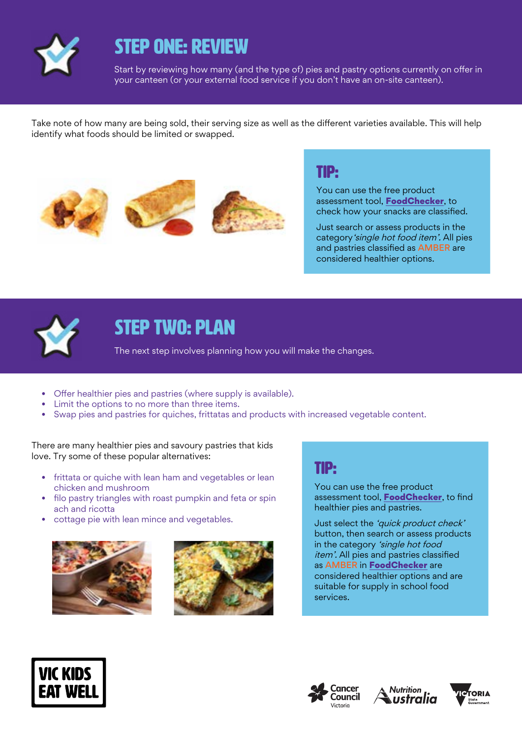# STEP ONE: REVIEW

Start by reviewing how many (and the type of) pies and pastry options currently on offer in your canteen (or your external food service if you don't have an on-site canteen).

Take note of how many are being sold, their serving size as well as the different varieties available. This will help identify what foods should be limited or swapped.

## TIP:

You can use the free product assessment tool, **FoodChecker**, to check how your snacks are classified.

Just search or assess products in the category *'single hot food item'*. All pies and pastries classified as AMBER are considered healthier options.

# STEP TWO: PLAN

The next step involves planning how you will make the changes.

- Offer healthier pies and pastries (where supply is available).
- Limit the options to no more than three items.
- Swap pies and pastries for quiches, frittatas and products with increased vegetable content.

There are many healthier pies and savoury pastries that kids love. Try some of these popular alternatives:

- frittata or quiche with lean ham and vegetables or lean chicken and mushroom
- filo pastry triangles with roast pumpkin and feta or spin ach and ricotta
- cottage pie with lean mince and vegetables.

## TIP:

You can use the free product assessment tool, **FoodChecker**, to find healthier pies and pastries.

Just select the *'quick product check'* button, then search or assess products in the category *'single hot food item'*. All pies and pastries classified as AMBER in **FoodChecker** are considered healthier options and are suitable for supply in school food services.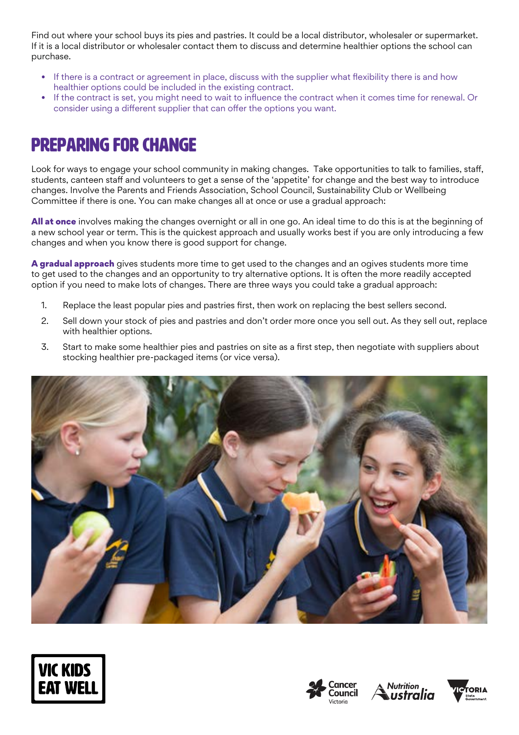Find out where your school buys its pies and pastries. It could be a local distributor, wholesaler or supermarket. If it is a local distributor or wholesaler contact them to discuss and determine healthier options the school can purchase.

- If there is a contract or agreement in place, discuss with the supplier what flexibility there is and how healthier options could be included in the existing contract.
- If the contract is set, you might need to wait to influence the contract when it comes time for renewal. Or consider using a different supplier that can offer the options you want.

# PREPARING FOR CHANGE

Look for ways to engage your school community in making changes. Take opportunities to talk to families, staff, students, canteen staff and volunteers to get a sense of the 'appetite' for change and the best way to introduce changes. Involve the Parents and Friends Association, School Council, Sustainability Club or Wellbeing Committee if there is one. You can make changes all at once or use a gradual approach:

**All at once** involves making the changes overnight or all in one go. An ideal time to do this is at the beginning of a new school year or term. This is the quickest approach and usually works best if you are only introducing a few changes and when you know there is good support for change.

**A gradual approach** gives students more time to get used to the changes and an ogives students more time to get used to the changes and an opportunity to try alternative options. It is often the more readily accepted option if you need to make lots of changes. There are three ways you could take a gradual approach:

1. Replace the least popular pies and pastries first, then work on replacing the best sellers second.
2. Sell down your stock of pies and pastries and don't order more once you sell out. As they sell out, replace with healthier options.
3. Start to make some healthier pies and pastries on site as a first step, then negotiate with suppliers about stocking healthier pre-packaged items (or vice versa).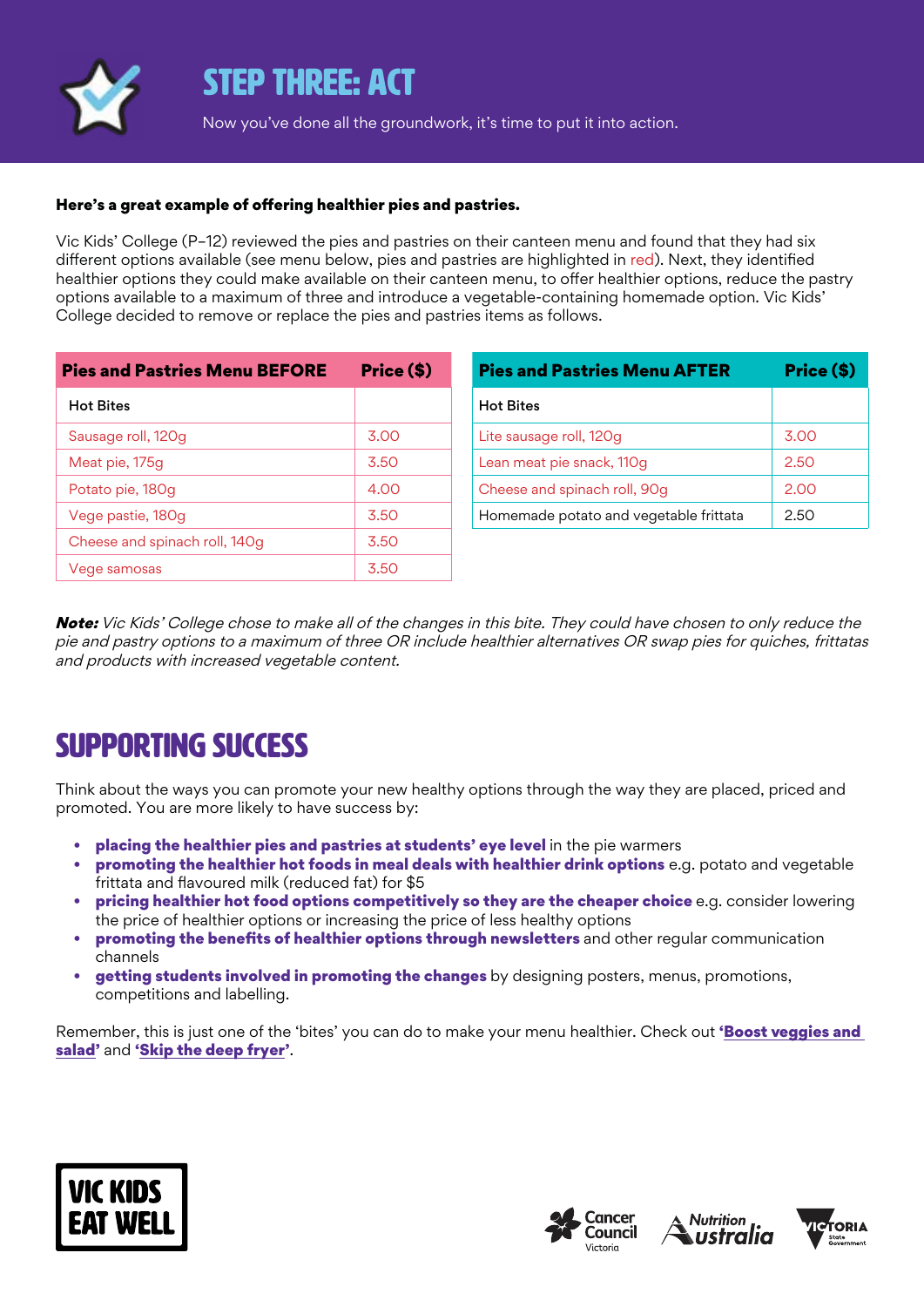# STEP THREE: ACT

Now you've done all the groundwork, it's time to put it into action.

**Here's a great example of offering healthier pies and pastries.**

Vic Kids' College (P–12) reviewed the pies and pastries on their canteen menu and found that they had six different options available (see menu below, pies and pastries are highlighted in red). Next, they identified healthier options they could make available on their canteen menu, to offer healthier options, reduce the pastry options available to a maximum of three and introduce a vegetable-containing homemade option. Vic Kids' College decided to remove or replace the pies and pastries items as follows.

| Pies and Pastries Menu BEFORE | Price ($) |
|---|---|
| Hot Bites | |
| Sausage roll, 120g | 3.00 |
| Meat pie, 175g | 3.50 |
| Potato pie, 180g | 4.00 |
| Vege pastie, 180g | 3.50 |
| Cheese and spinach roll, 140g | 3.50 |
| Vege samosas | 3.50 |

| Pies and Pastries Menu AFTER | Price ($) |
|---|---|
| Hot Bites | |
| Lite sausage roll, 120g | 3.00 |
| Lean meat pie snack, 110g | 2.50 |
| Cheese and spinach roll, 90g | 2.00 |
| Homemade potato and vegetable frittata | 2.50 |

***Note:*** *Vic Kids' College chose to make all of the changes in this bite. They could have chosen to only reduce the pie and pastry options to a maximum of three OR include healthier alternatives OR swap pies for quiches, frittatas and products with increased vegetable content.*

## SUPPORTING SUCCESS

Think about the ways you can promote your new healthy options through the way they are placed, priced and promoted. You are more likely to have success by:

- **placing the healthier pies and pastries at students' eye level** in the pie warmers
- **promoting the healthier hot foods in meal deals with healthier drink options** e.g. potato and vegetable frittata and flavoured milk (reduced fat) for $5
- **pricing healthier hot food options competitively so they are the cheaper choice** e.g. consider lowering the price of healthier options or increasing the price of less healthy options
- **promoting the benefits of healthier options through newsletters** and other regular communication channels
- **getting students involved in promoting the changes** by designing posters, menus, promotions, competitions and labelling.

Remember, this is just one of the 'bites' you can do to make your menu healthier. Check out **'Boost veggies and salad'** and **'Skip the deep fryer'**.

VIC KIDS EAT WELL

Cancer Council Victoria | Nutrition Australia | Victoria State Government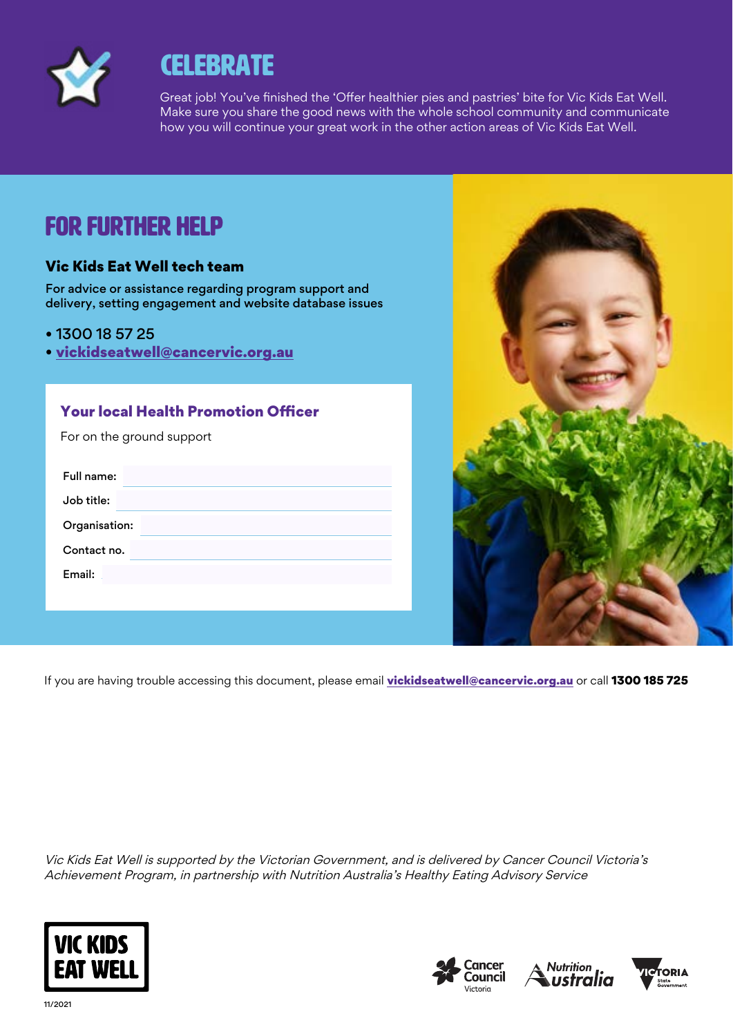## CELEBRATE

Great job! You've finished the 'Offer healthier pies and pastries' bite for Vic Kids Eat Well. Make sure you share the good news with the whole school community and communicate how you will continue your great work in the other action areas of Vic Kids Eat Well.

## FOR FURTHER HELP

### Vic Kids Eat Well tech team

For advice or assistance regarding program support and delivery, setting engagement and website database issues

- 1300 18 57 25
- **vickidseatwell@cancervic.org.au**

### Your local Health Promotion Officer

For on the ground support

Full name:

Job title:

Organisation:

Contact no.

Email:

If you are having trouble accessing this document, please email **vickidseatwell@cancervic.org.au** or call **1300 185 725**

*Vic Kids Eat Well is supported by the Victorian Government, and is delivered by Cancer Council Victoria's Achievement Program, in partnership with Nutrition Australia's Healthy Eating Advisory Service*

VIC KIDS EAT WELL

Cancer Council Victoria

Nutrition Australia

Victoria State Government

11/2021